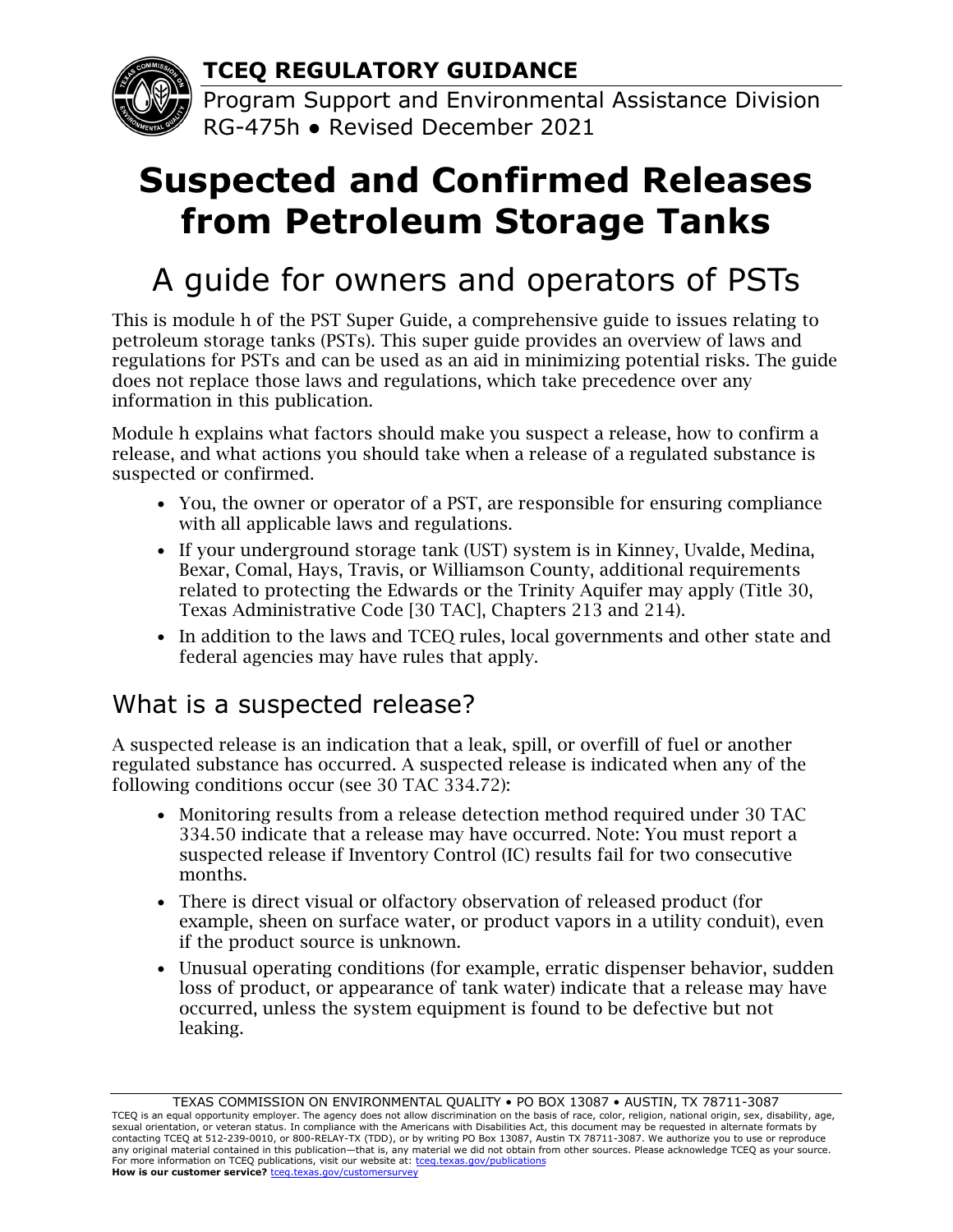**TCEQ REGULATORY GUIDANCE**

Program Support and Environmental Assistance Division
RG-475h ● Revised December 2021

# Suspected and Confirmed Releases from Petroleum Storage Tanks

## A guide for owners and operators of PSTs

This is module h of the PST Super Guide, a comprehensive guide to issues relating to petroleum storage tanks (PSTs). This super guide provides an overview of laws and regulations for PSTs and can be used as an aid in minimizing potential risks. The guide does not replace those laws and regulations, which take precedence over any information in this publication.

Module h explains what factors should make you suspect a release, how to confirm a release, and what actions you should take when a release of a regulated substance is suspected or confirmed.

- You, the owner or operator of a PST, are responsible for ensuring compliance with all applicable laws and regulations.
- If your underground storage tank (UST) system is in Kinney, Uvalde, Medina, Bexar, Comal, Hays, Travis, or Williamson County, additional requirements related to protecting the Edwards or the Trinity Aquifer may apply (Title 30, Texas Administrative Code [30 TAC], Chapters 213 and 214).
- In addition to the laws and TCEQ rules, local governments and other state and federal agencies may have rules that apply.

## What is a suspected release?

A suspected release is an indication that a leak, spill, or overfill of fuel or another regulated substance has occurred. A suspected release is indicated when any of the following conditions occur (see 30 TAC 334.72):

- Monitoring results from a release detection method required under 30 TAC 334.50 indicate that a release may have occurred. Note: You must report a suspected release if Inventory Control (IC) results fail for two consecutive months.
- There is direct visual or olfactory observation of released product (for example, sheen on surface water, or product vapors in a utility conduit), even if the product source is unknown.
- Unusual operating conditions (for example, erratic dispenser behavior, sudden loss of product, or appearance of tank water) indicate that a release may have occurred, unless the system equipment is found to be defective but not leaking.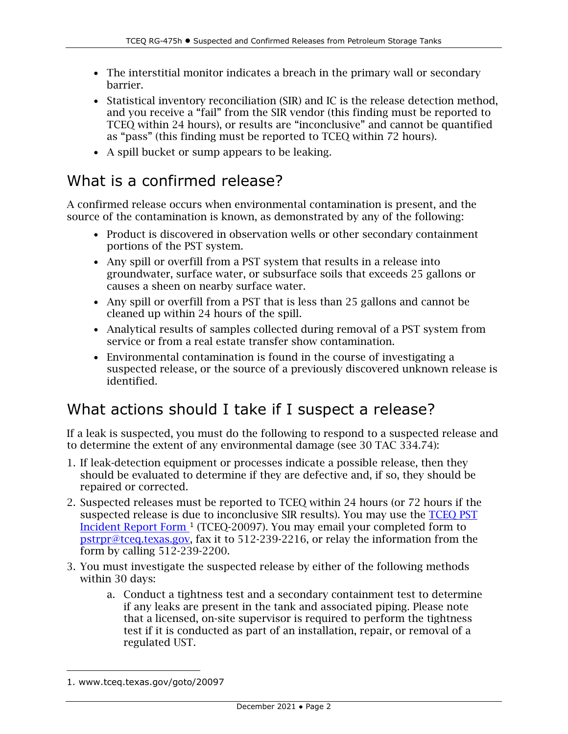- The interstitial monitor indicates a breach in the primary wall or secondary barrier.
- Statistical inventory reconciliation (SIR) and IC is the release detection method, and you receive a "fail" from the SIR vendor (this finding must be reported to TCEQ within 24 hours), or results are "inconclusive" and cannot be quantified as "pass" (this finding must be reported to TCEQ within 72 hours).
- A spill bucket or sump appears to be leaking.

## What is a confirmed release?

A confirmed release occurs when environmental contamination is present, and the source of the contamination is known, as demonstrated by any of the following:

- Product is discovered in observation wells or other secondary containment portions of the PST system.
- Any spill or overfill from a PST system that results in a release into groundwater, surface water, or subsurface soils that exceeds 25 gallons or causes a sheen on nearby surface water.
- Any spill or overfill from a PST that is less than 25 gallons and cannot be cleaned up within 24 hours of the spill.
- Analytical results of samples collected during removal of a PST system from service or from a real estate transfer show contamination.
- Environmental contamination is found in the course of investigating a suspected release, or the source of a previously discovered unknown release is identified.

## What actions should I take if I suspect a release?

If a leak is suspected, you must do the following to respond to a suspected release and to determine the extent of any environmental damage (see 30 TAC 334.74):

1. If leak-detection equipment or processes indicate a possible release, then they should be evaluated to determine if they are defective and, if so, they should be repaired or corrected.
2. Suspected releases must be reported to TCEQ within 24 hours (or 72 hours if the suspected release is due to inconclusive SIR results). You may use the TCEQ PST Incident Report Form [1] (TCEQ-20097). You may email your completed form to pstrpr@tceq.texas.gov, fax it to 512-239-2216, or relay the information from the form by calling 512-239-2200.
3. You must investigate the suspected release by either of the following methods within 30 days:
    a. Conduct a tightness test and a secondary containment test to determine if any leaks are present in the tank and associated piping. Please note that a licensed, on-site supervisor is required to perform the tightness test if it is conducted as part of an installation, repair, or removal of a regulated UST.

---

1. www.tceq.texas.gov/goto/20097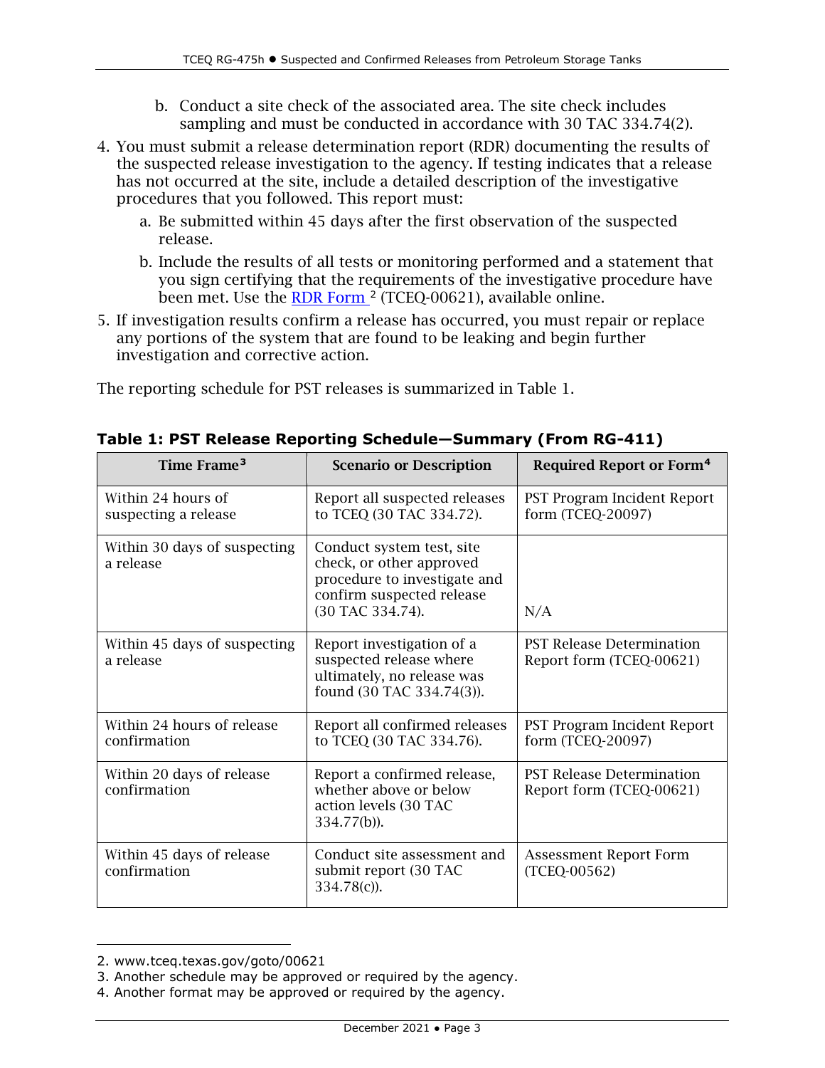b. Conduct a site check of the associated area. The site check includes sampling and must be conducted in accordance with 30 TAC 334.74(2).

4. You must submit a release determination report (RDR) documenting the results of the suspected release investigation to the agency. If testing indicates that a release has not occurred at the site, include a detailed description of the investigative procedures that you followed. This report must:
   a. Be submitted within 45 days after the first observation of the suspected release.
   b. Include the results of all tests or monitoring performed and a statement that you sign certifying that the requirements of the investigative procedure have been met. Use the RDR Form [2] (TCEQ-00621), available online.
5. If investigation results confirm a release has occurred, you must repair or replace any portions of the system that are found to be leaking and begin further investigation and corrective action.

The reporting schedule for PST releases is summarized in Table 1.

**Table 1: PST Release Reporting Schedule—Summary (From RG-411)**

| Time Frame[3] | Scenario or Description | Required Report or Form[4] |
|---|---|---|
| Within 24 hours of suspecting a release | Report all suspected releases to TCEQ (30 TAC 334.72). | PST Program Incident Report form (TCEQ-20097) |
| Within 30 days of suspecting a release | Conduct system test, site check, or other approved procedure to investigate and confirm suspected release (30 TAC 334.74). | N/A |
| Within 45 days of suspecting a release | Report investigation of a suspected release where ultimately, no release was found (30 TAC 334.74(3)). | PST Release Determination Report form (TCEQ-00621) |
| Within 24 hours of release confirmation | Report all confirmed releases to TCEQ (30 TAC 334.76). | PST Program Incident Report form (TCEQ-20097) |
| Within 20 days of release confirmation | Report a confirmed release, whether above or below action levels (30 TAC 334.77(b)). | PST Release Determination Report form (TCEQ-00621) |
| Within 45 days of release confirmation | Conduct site assessment and submit report (30 TAC 334.78(c)). | Assessment Report Form (TCEQ-00562) |

2. www.tceq.texas.gov/goto/00621
3. Another schedule may be approved or required by the agency.
4. Another format may be approved or required by the agency.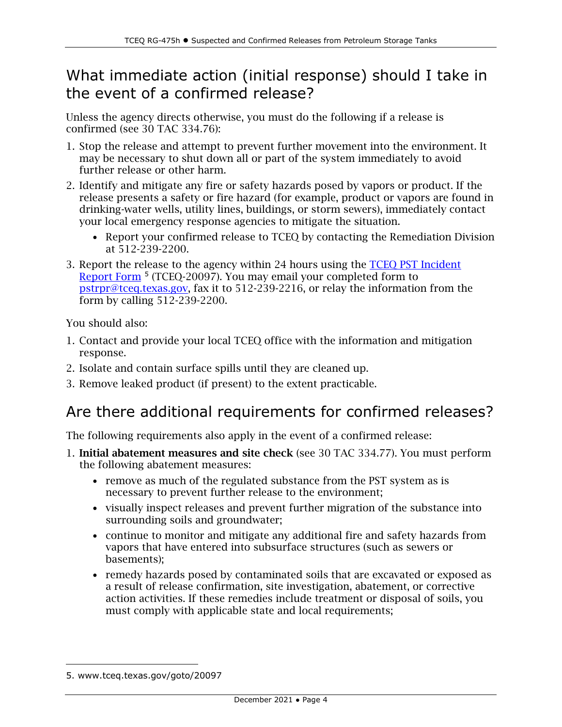## What immediate action (initial response) should I take in the event of a confirmed release?

Unless the agency directs otherwise, you must do the following if a release is confirmed (see 30 TAC 334.76):

1. Stop the release and attempt to prevent further movement into the environment. It may be necessary to shut down all or part of the system immediately to avoid further release or other harm.
2. Identify and mitigate any fire or safety hazards posed by vapors or product. If the release presents a safety or fire hazard (for example, product or vapors are found in drinking-water wells, utility lines, buildings, or storm sewers), immediately contact your local emergency response agencies to mitigate the situation.
   - Report your confirmed release to TCEQ by contacting the Remediation Division at 512-239-2200.
3. Report the release to the agency within 24 hours using the TCEQ PST Incident Report Form [5] (TCEQ-20097). You may email your completed form to pstrpr@tceq.texas.gov, fax it to 512-239-2216, or relay the information from the form by calling 512-239-2200.

You should also:

1. Contact and provide your local TCEQ office with the information and mitigation response.
2. Isolate and contain surface spills until they are cleaned up.
3. Remove leaked product (if present) to the extent practicable.

## Are there additional requirements for confirmed releases?

The following requirements also apply in the event of a confirmed release:

1. **Initial abatement measures and site check** (see 30 TAC 334.77). You must perform the following abatement measures:
   - remove as much of the regulated substance from the PST system as is necessary to prevent further release to the environment;
   - visually inspect releases and prevent further migration of the substance into surrounding soils and groundwater;
   - continue to monitor and mitigate any additional fire and safety hazards from vapors that have entered into subsurface structures (such as sewers or basements);
   - remedy hazards posed by contaminated soils that are excavated or exposed as a result of release confirmation, site investigation, abatement, or corrective action activities. If these remedies include treatment or disposal of soils, you must comply with applicable state and local requirements;

---

5. www.tceq.texas.gov/goto/20097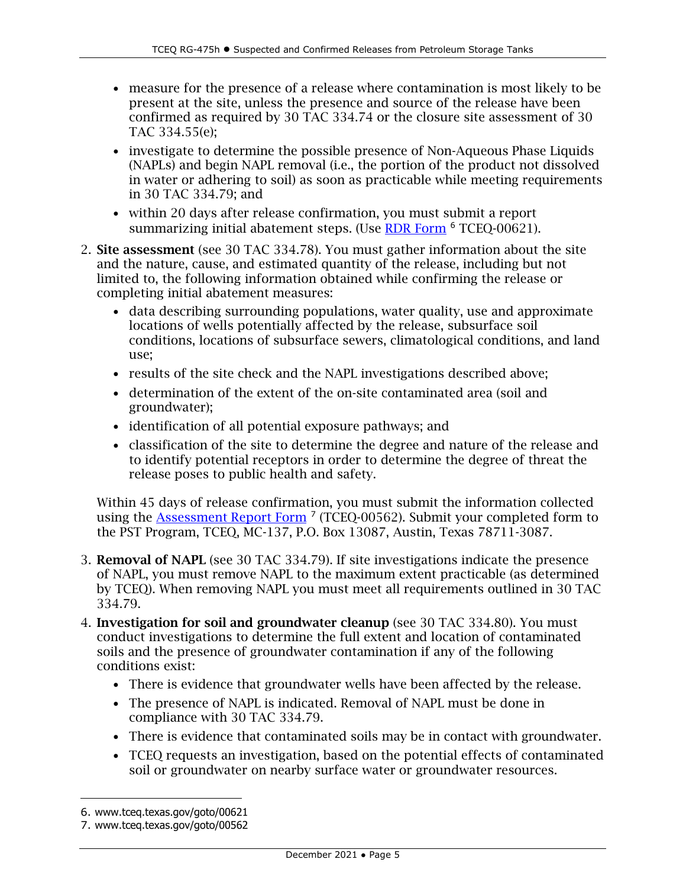- measure for the presence of a release where contamination is most likely to be present at the site, unless the presence and source of the release have been confirmed as required by 30 TAC 334.74 or the closure site assessment of 30 TAC 334.55(e);
- investigate to determine the possible presence of Non-Aqueous Phase Liquids (NAPLs) and begin NAPL removal (i.e., the portion of the product not dissolved in water or adhering to soil) as soon as practicable while meeting requirements in 30 TAC 334.79; and
- within 20 days after release confirmation, you must submit a report summarizing initial abatement steps. (Use RDR Form [6] TCEQ-00621).

2. **Site assessment** (see 30 TAC 334.78). You must gather information about the site and the nature, cause, and estimated quantity of the release, including but not limited to, the following information obtained while confirming the release or completing initial abatement measures:
   - data describing surrounding populations, water quality, use and approximate locations of wells potentially affected by the release, subsurface soil conditions, locations of subsurface sewers, climatological conditions, and land use;
   - results of the site check and the NAPL investigations described above;
   - determination of the extent of the on-site contaminated area (soil and groundwater);
   - identification of all potential exposure pathways; and
   - classification of the site to determine the degree and nature of the release and to identify potential receptors in order to determine the degree of threat the release poses to public health and safety.

   Within 45 days of release confirmation, you must submit the information collected using the Assessment Report Form [7] (TCEQ-00562). Submit your completed form to the PST Program, TCEQ, MC-137, P.O. Box 13087, Austin, Texas 78711-3087.

3. **Removal of NAPL** (see 30 TAC 334.79). If site investigations indicate the presence of NAPL, you must remove NAPL to the maximum extent practicable (as determined by TCEQ). When removing NAPL you must meet all requirements outlined in 30 TAC 334.79.

4. **Investigation for soil and groundwater cleanup** (see 30 TAC 334.80). You must conduct investigations to determine the full extent and location of contaminated soils and the presence of groundwater contamination if any of the following conditions exist:
   - There is evidence that groundwater wells have been affected by the release.
   - The presence of NAPL is indicated. Removal of NAPL must be done in compliance with 30 TAC 334.79.
   - There is evidence that contaminated soils may be in contact with groundwater.
   - TCEQ requests an investigation, based on the potential effects of contaminated soil or groundwater on nearby surface water or groundwater resources.

---

6. www.tceq.texas.gov/goto/00621
7. www.tceq.texas.gov/goto/00562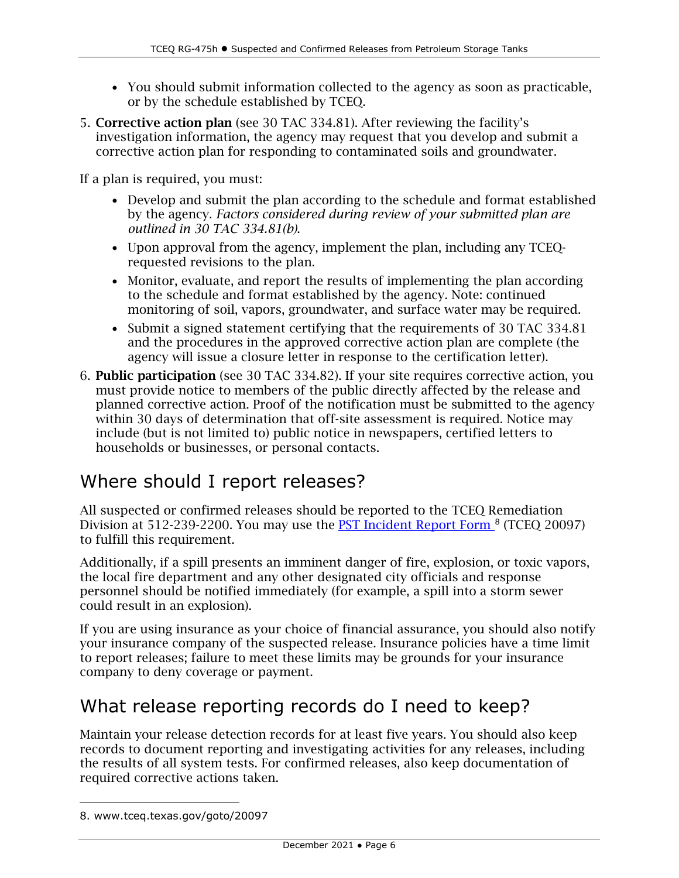- You should submit information collected to the agency as soon as practicable, or by the schedule established by TCEQ.

5. **Corrective action plan** (see 30 TAC 334.81). After reviewing the facility's investigation information, the agency may request that you develop and submit a corrective action plan for responding to contaminated soils and groundwater.

If a plan is required, you must:

- Develop and submit the plan according to the schedule and format established by the agency. *Factors considered during review of your submitted plan are outlined in 30 TAC 334.81(b).*
- Upon approval from the agency, implement the plan, including any TCEQ-requested revisions to the plan.
- Monitor, evaluate, and report the results of implementing the plan according to the schedule and format established by the agency. Note: continued monitoring of soil, vapors, groundwater, and surface water may be required.
- Submit a signed statement certifying that the requirements of 30 TAC 334.81 and the procedures in the approved corrective action plan are complete (the agency will issue a closure letter in response to the certification letter).

6. **Public participation** (see 30 TAC 334.82). If your site requires corrective action, you must provide notice to members of the public directly affected by the release and planned corrective action. Proof of the notification must be submitted to the agency within 30 days of determination that off-site assessment is required. Notice may include (but is not limited to) public notice in newspapers, certified letters to households or businesses, or personal contacts.

## Where should I report releases?

All suspected or confirmed releases should be reported to the TCEQ Remediation Division at 512-239-2200. You may use the PST Incident Report Form [8] (TCEQ 20097) to fulfill this requirement.

Additionally, if a spill presents an imminent danger of fire, explosion, or toxic vapors, the local fire department and any other designated city officials and response personnel should be notified immediately (for example, a spill into a storm sewer could result in an explosion).

If you are using insurance as your choice of financial assurance, you should also notify your insurance company of the suspected release. Insurance policies have a time limit to report releases; failure to meet these limits may be grounds for your insurance company to deny coverage or payment.

## What release reporting records do I need to keep?

Maintain your release detection records for at least five years. You should also keep records to document reporting and investigating activities for any releases, including the results of all system tests. For confirmed releases, also keep documentation of required corrective actions taken.

---

8. www.tceq.texas.gov/goto/20097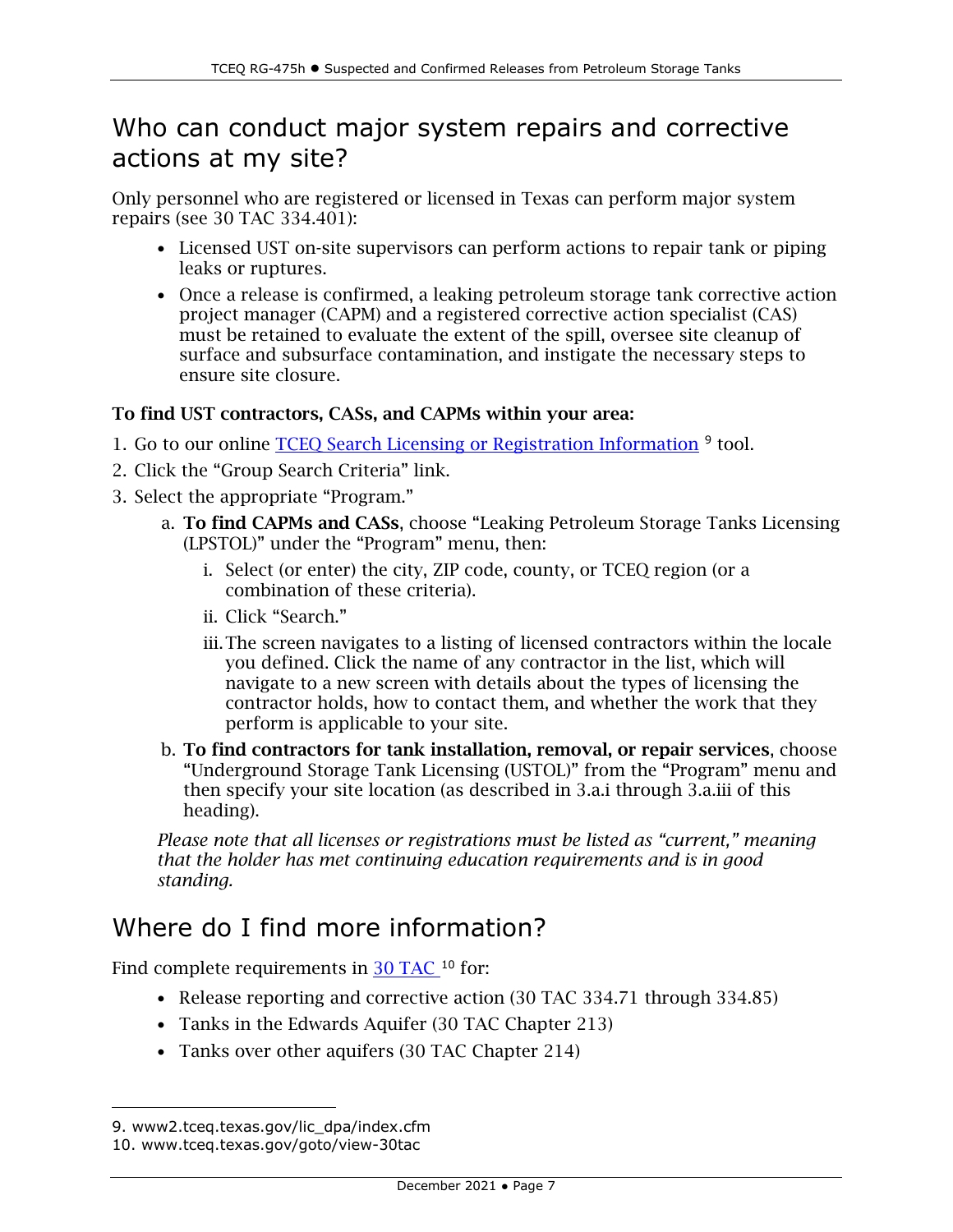## Who can conduct major system repairs and corrective actions at my site?

Only personnel who are registered or licensed in Texas can perform major system repairs (see 30 TAC 334.401):

- Licensed UST on-site supervisors can perform actions to repair tank or piping leaks or ruptures.
- Once a release is confirmed, a leaking petroleum storage tank corrective action project manager (CAPM) and a registered corrective action specialist (CAS) must be retained to evaluate the extent of the spill, oversee site cleanup of surface and subsurface contamination, and instigate the necessary steps to ensure site closure.

**To find UST contractors, CASs, and CAPMs within your area:**

1. Go to our online [TCEQ Search Licensing or Registration Information](www2.tceq.texas.gov/lic_dpa/index.cfm) [9] tool.
2. Click the "Group Search Criteria" link.
3. Select the appropriate "Program."
   a. **To find CAPMs and CASs**, choose "Leaking Petroleum Storage Tanks Licensing (LPSTOL)" under the "Program" menu, then:
      i. Select (or enter) the city, ZIP code, county, or TCEQ region (or a combination of these criteria).
      ii. Click "Search."
      iii. The screen navigates to a listing of licensed contractors within the locale you defined. Click the name of any contractor in the list, which will navigate to a new screen with details about the types of licensing the contractor holds, how to contact them, and whether the work that they perform is applicable to your site.
   b. **To find contractors for tank installation, removal, or repair services**, choose "Underground Storage Tank Licensing (USTOL)" from the "Program" menu and then specify your site location (as described in 3.a.i through 3.a.iii of this heading).

*Please note that all licenses or registrations must be listed as "current," meaning that the holder has met continuing education requirements and is in good standing.*

## Where do I find more information?

Find complete requirements in [30 TAC](www.tceq.texas.gov/goto/view-30tac) [10] for:

- Release reporting and corrective action (30 TAC 334.71 through 334.85)
- Tanks in the Edwards Aquifer (30 TAC Chapter 213)
- Tanks over other aquifers (30 TAC Chapter 214)

---

9. www2.tceq.texas.gov/lic_dpa/index.cfm
10. www.tceq.texas.gov/goto/view-30tac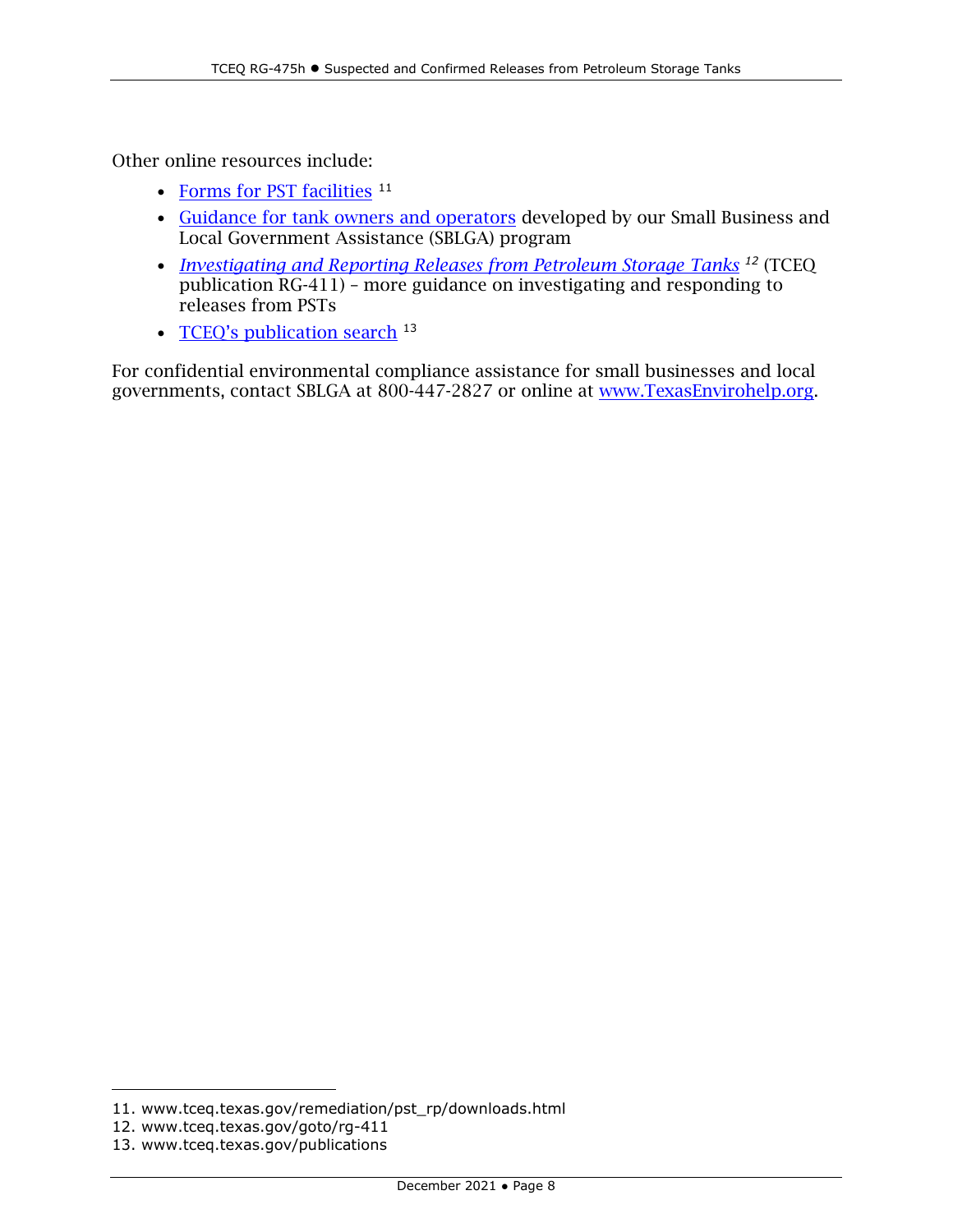Other online resources include:

- Forms for PST facilities [11]
- Guidance for tank owners and operators developed by our Small Business and Local Government Assistance (SBLGA) program
- *Investigating and Reporting Releases from Petroleum Storage Tanks* [12] (TCEQ publication RG-411) – more guidance on investigating and responding to releases from PSTs
- TCEQ's publication search [13]

For confidential environmental compliance assistance for small businesses and local governments, contact SBLGA at 800-447-2827 or online at www.TexasEnvirohelp.org.

---

11. www.tceq.texas.gov/remediation/pst_rp/downloads.html
12. www.tceq.texas.gov/goto/rg-411
13. www.tceq.texas.gov/publications